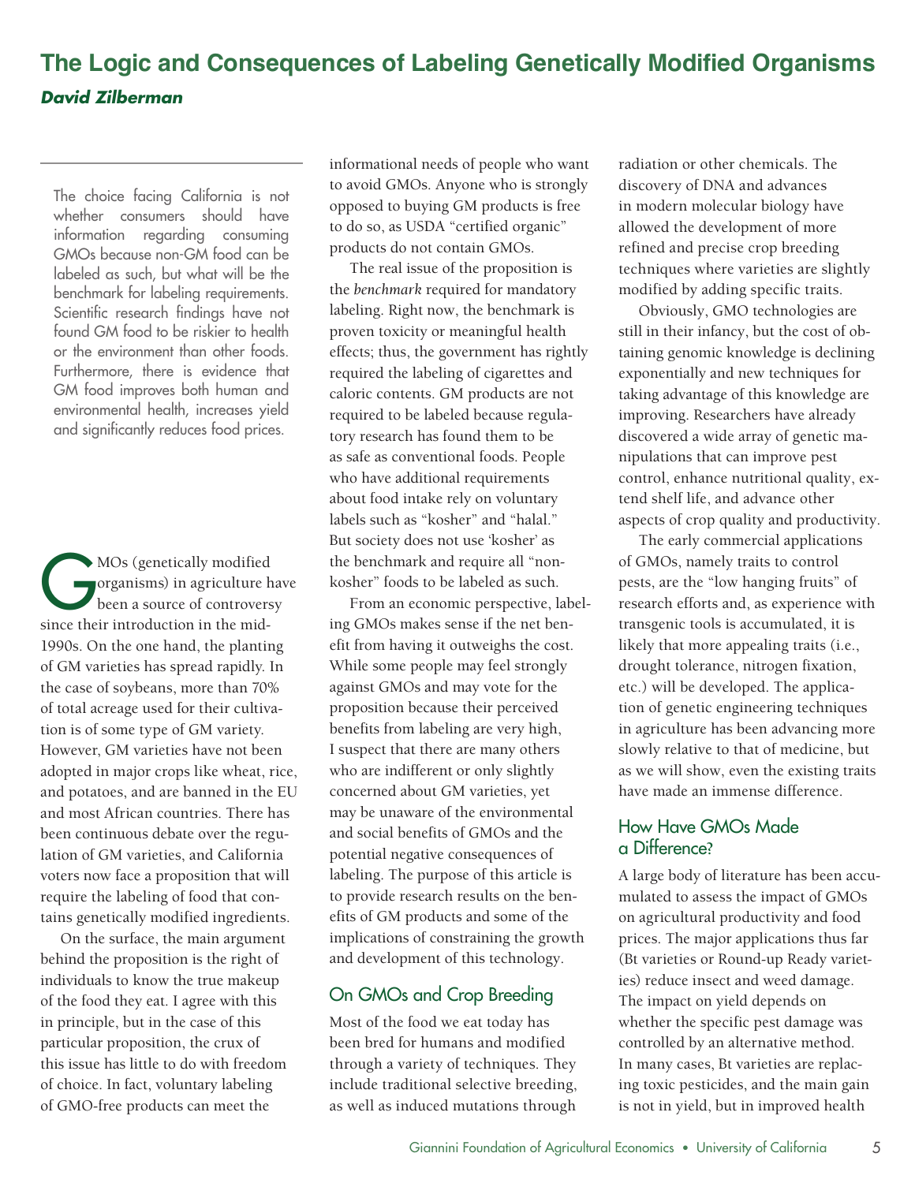# The Logic and Consequences of Labeling Genetically Modified Organisms

***David Zilberman***

The choice facing California is not whether consumers should have information regarding consuming GMOs because non-GM food can be labeled as such, but what will be the benchmark for labeling requirements. Scientific research findings have not found GM food to be riskier to health or the environment than other foods. Furthermore, there is evidence that GM food improves both human and environmental health, increases yield and significantly reduces food prices.

GMOs (genetically modified organisms) in agriculture have been a source of controversy since their introduction in the mid-1990s. On the one hand, the planting of GM varieties has spread rapidly. In the case of soybeans, more than 70% of total acreage used for their cultivation is of some type of GM variety. However, GM varieties have not been adopted in major crops like wheat, rice, and potatoes, and are banned in the EU and most African countries. There has been continuous debate over the regulation of GM varieties, and California voters now face a proposition that will require the labeling of food that contains genetically modified ingredients.

On the surface, the main argument behind the proposition is the right of individuals to know the true makeup of the food they eat. I agree with this in principle, but in the case of this particular proposition, the crux of this issue has little to do with freedom of choice. In fact, voluntary labeling of GMO-free products can meet the informational needs of people who want to avoid GMOs. Anyone who is strongly opposed to buying GM products is free to do so, as USDA "certified organic" products do not contain GMOs.

The real issue of the proposition is the *benchmark* required for mandatory labeling. Right now, the benchmark is proven toxicity or meaningful health effects; thus, the government has rightly required the labeling of cigarettes and caloric contents. GM products are not required to be labeled because regulatory research has found them to be as safe as conventional foods. People who have additional requirements about food intake rely on voluntary labels such as "kosher" and "halal." But society does not use 'kosher' as the benchmark and require all "non-kosher" foods to be labeled as such.

From an economic perspective, labeling GMOs makes sense if the net benefit from having it outweighs the cost. While some people may feel strongly against GMOs and may vote for the proposition because their perceived benefits from labeling are very high, I suspect that there are many others who are indifferent or only slightly concerned about GM varieties, yet may be unaware of the environmental and social benefits of GMOs and the potential negative consequences of labeling. The purpose of this article is to provide research results on the benefits of GM products and some of the implications of constraining the growth and development of this technology.

## On GMOs and Crop Breeding

Most of the food we eat today has been bred for humans and modified through a variety of techniques. They include traditional selective breeding, as well as induced mutations through radiation or other chemicals. The discovery of DNA and advances in modern molecular biology have allowed the development of more refined and precise crop breeding techniques where varieties are slightly modified by adding specific traits.

Obviously, GMO technologies are still in their infancy, but the cost of obtaining genomic knowledge is declining exponentially and new techniques for taking advantage of this knowledge are improving. Researchers have already discovered a wide array of genetic manipulations that can improve pest control, enhance nutritional quality, extend shelf life, and advance other aspects of crop quality and productivity.

The early commercial applications of GMOs, namely traits to control pests, are the "low hanging fruits" of research efforts and, as experience with transgenic tools is accumulated, it is likely that more appealing traits (i.e., drought tolerance, nitrogen fixation, etc.) will be developed. The application of genetic engineering techniques in agriculture has been advancing more slowly relative to that of medicine, but as we will show, even the existing traits have made an immense difference.

## How Have GMOs Made a Difference?

A large body of literature has been accumulated to assess the impact of GMOs on agricultural productivity and food prices. The major applications thus far (Bt varieties or Round-up Ready varieties) reduce insect and weed damage. The impact on yield depends on whether the specific pest damage was controlled by an alternative method. In many cases, Bt varieties are replacing toxic pesticides, and the main gain is not in yield, but in improved health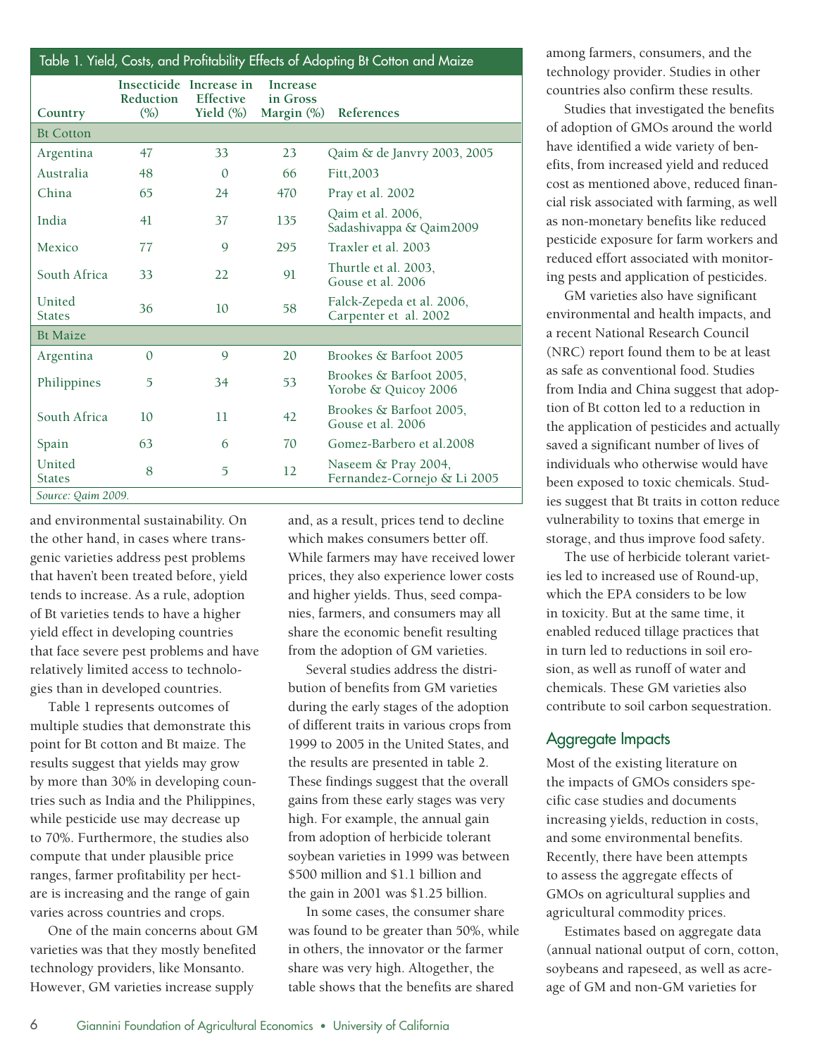Table 1. Yield, Costs, and Profitability Effects of Adopting Bt Cotton and Maize

| Country | Insecticide Reduction (%) | Increase in Effective Yield (%) | Increase in Gross Margin (%) | References |
|---|---|---|---|---|
| **Bt Cotton** | | | | |
| Argentina | 47 | 33 | 23 | Qaim & de Janvry 2003, 2005 |
| Australia | 48 | 0 | 66 | Fitt,2003 |
| China | 65 | 24 | 470 | Pray et al. 2002 |
| India | 41 | 37 | 135 | Qaim et al. 2006, Sadashivappa & Qaim2009 |
| Mexico | 77 | 9 | 295 | Traxler et al. 2003 |
| South Africa | 33 | 22 | 91 | Thurtle et al. 2003, Gouse et al. 2006 |
| United States | 36 | 10 | 58 | Falck-Zepeda et al. 2006, Carpenter et al. 2002 |
| **Bt Maize** | | | | |
| Argentina | 0 | 9 | 20 | Brookes & Barfoot 2005 |
| Philippines | 5 | 34 | 53 | Brookes & Barfoot 2005, Yorobe & Quicoy 2006 |
| South Africa | 10 | 11 | 42 | Brookes & Barfoot 2005, Gouse et al. 2006 |
| Spain | 63 | 6 | 70 | Gomez-Barbero et al.2008 |
| United States | 8 | 5 | 12 | Naseem & Pray 2004, Fernandez-Cornejo & Li 2005 |

*Source: Qaim 2009.*

and environmental sustainability. On the other hand, in cases where transgenic varieties address pest problems that haven't been treated before, yield tends to increase. As a rule, adoption of Bt varieties tends to have a higher yield effect in developing countries that face severe pest problems and have relatively limited access to technologies than in developed countries.

Table 1 represents outcomes of multiple studies that demonstrate this point for Bt cotton and Bt maize. The results suggest that yields may grow by more than 30% in developing countries such as India and the Philippines, while pesticide use may decrease up to 70%. Furthermore, the studies also compute that under plausible price ranges, farmer profitability per hectare is increasing and the range of gain varies across countries and crops.

One of the main concerns about GM varieties was that they mostly benefited technology providers, like Monsanto. However, GM varieties increase supply and, as a result, prices tend to decline which makes consumers better off. While farmers may have received lower prices, they also experience lower costs and higher yields. Thus, seed companies, farmers, and consumers may all share the economic benefit resulting from the adoption of GM varieties.

Several studies address the distribution of benefits from GM varieties during the early stages of the adoption of different traits in various crops from 1999 to 2005 in the United States, and the results are presented in table 2. These findings suggest that the overall gains from these early stages was very high. For example, the annual gain from adoption of herbicide tolerant soybean varieties in 1999 was between $500 million and $1.1 billion and the gain in 2001 was $1.25 billion.

In some cases, the consumer share was found to be greater than 50%, while in others, the innovator or the farmer share was very high. Altogether, the table shows that the benefits are shared among farmers, consumers, and the technology provider. Studies in other countries also confirm these results.

Studies that investigated the benefits of adoption of GMOs around the world have identified a wide variety of benefits, from increased yield and reduced cost as mentioned above, reduced financial risk associated with farming, as well as non-monetary benefits like reduced pesticide exposure for farm workers and reduced effort associated with monitoring pests and application of pesticides.

GM varieties also have significant environmental and health impacts, and a recent National Research Council (NRC) report found them to be at least as safe as conventional food. Studies from India and China suggest that adoption of Bt cotton led to a reduction in the application of pesticides and actually saved a significant number of lives of individuals who otherwise would have been exposed to toxic chemicals. Studies suggest that Bt traits in cotton reduce vulnerability to toxins that emerge in storage, and thus improve food safety.

The use of herbicide tolerant varieties led to increased use of Round-up, which the EPA considers to be low in toxicity. But at the same time, it enabled reduced tillage practices that in turn led to reductions in soil erosion, as well as runoff of water and chemicals. These GM varieties also contribute to soil carbon sequestration.

## Aggregate Impacts

Most of the existing literature on the impacts of GMOs considers specific case studies and documents increasing yields, reduction in costs, and some environmental benefits. Recently, there have been attempts to assess the aggregate effects of GMOs on agricultural supplies and agricultural commodity prices.

Estimates based on aggregate data (annual national output of corn, cotton, soybeans and rapeseed, as well as acreage of GM and non-GM varieties for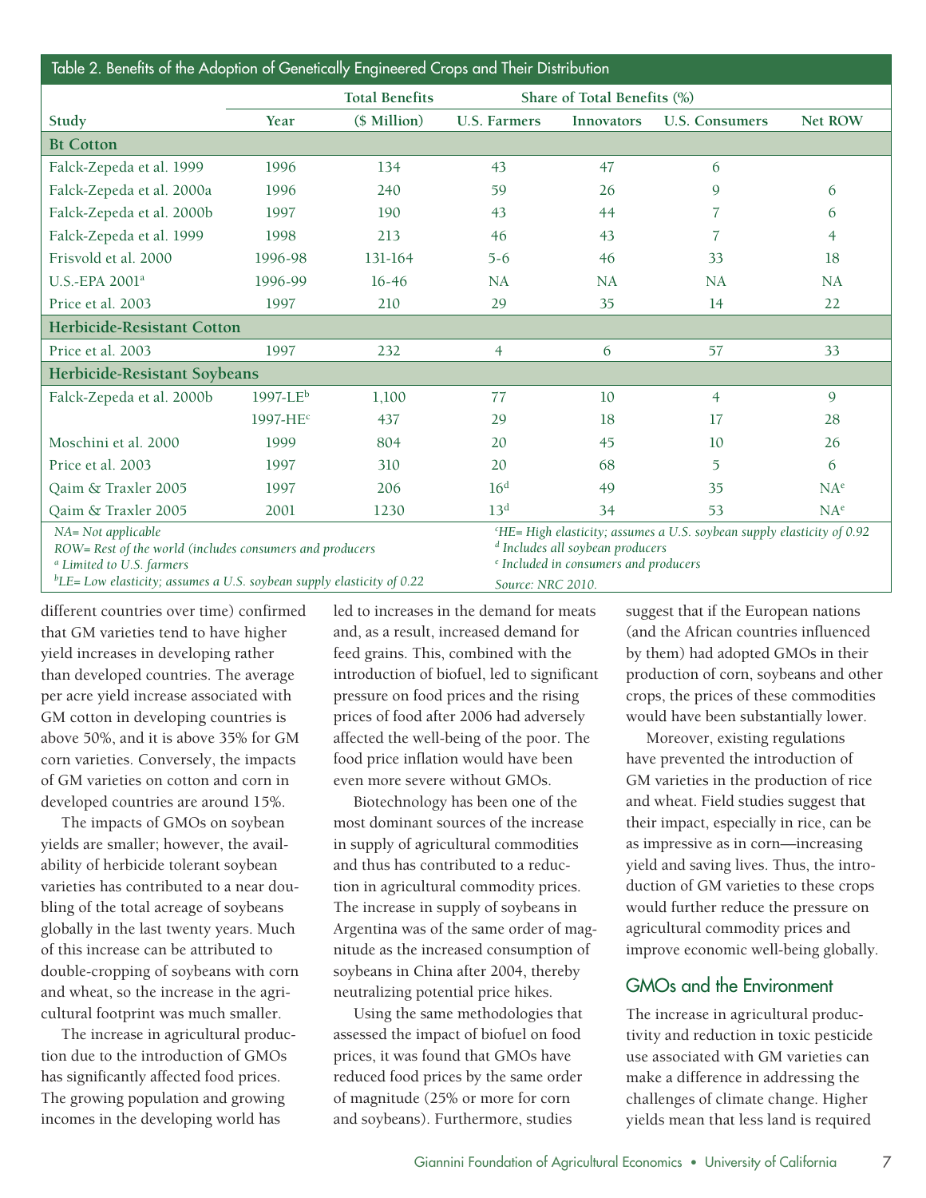Table 2. Benefits of the Adoption of Genetically Engineered Crops and Their Distribution

| Study | Year | Total Benefits ($ Million) | Share of Total Benefits (%) U.S. Farmers | Innovators | U.S. Consumers | Net ROW |
|---|---|---|---|---|---|---|
| **Bt Cotton** | | | | | | |
| Falck-Zepeda et al. 1999 | 1996 | 134 | 43 | 47 | 6 | |
| Falck-Zepeda et al. 2000a | 1996 | 240 | 59 | 26 | 9 | 6 |
| Falck-Zepeda et al. 2000b | 1997 | 190 | 43 | 44 | 7 | 6 |
| Falck-Zepeda et al. 1999 | 1998 | 213 | 46 | 43 | 7 | 4 |
| Frisvold et al. 2000 | 1996-98 | 131-164 | 5-6 | 46 | 33 | 18 |
| U.S.-EPA 2001[a] | 1996-99 | 16-46 | NA | NA | NA | NA |
| Price et al. 2003 | 1997 | 210 | 29 | 35 | 14 | 22 |
| **Herbicide-Resistant Cotton** | | | | | | |
| Price et al. 2003 | 1997 | 232 | 4 | 6 | 57 | 33 |
| **Herbicide-Resistant Soybeans** | | | | | | |
| Falck-Zepeda et al. 2000b | 1997-LE[b] | 1,100 | 77 | 10 | 4 | 9 |
| | 1997-HE[c] | 437 | 29 | 18 | 17 | 28 |
| Moschini et al. 2000 | 1999 | 804 | 20 | 45 | 10 | 26 |
| Price et al. 2003 | 1997 | 310 | 20 | 68 | 5 | 6 |
| Qaim & Traxler 2005 | 1997 | 206 | 16[d] | 49 | 35 | NA[e] |
| Qaim & Traxler 2005 | 2001 | 1230 | 13[d] | 34 | 53 | NA[e] |

*NA= Not applicable*
*ROW= Rest of the world (includes consumers and producers*
*[a] Limited to U.S. farmers*
*[b]LE= Low elasticity; assumes a U.S. soybean supply elasticity of 0.22*
*[c]HE= High elasticity; assumes a U.S. soybean supply elasticity of 0.92*
*[d] Includes all soybean producers*
*[e] Included in consumers and producers*
*Source: NRC 2010.*

different countries over time) confirmed that GM varieties tend to have higher yield increases in developing rather than developed countries. The average per acre yield increase associated with GM cotton in developing countries is above 50%, and it is above 35% for GM corn varieties. Conversely, the impacts of GM varieties on cotton and corn in developed countries are around 15%.

The impacts of GMOs on soybean yields are smaller; however, the availability of herbicide tolerant soybean varieties has contributed to a near doubling of the total acreage of soybeans globally in the last twenty years. Much of this increase can be attributed to double-cropping of soybeans with corn and wheat, so the increase in the agricultural footprint was much smaller.

The increase in agricultural production due to the introduction of GMOs has significantly affected food prices. The growing population and growing incomes in the developing world has led to increases in the demand for meats and, as a result, increased demand for feed grains. This, combined with the introduction of biofuel, led to significant pressure on food prices and the rising prices of food after 2006 had adversely affected the well-being of the poor. The food price inflation would have been even more severe without GMOs.

Biotechnology has been one of the most dominant sources of the increase in supply of agricultural commodities and thus has contributed to a reduction in agricultural commodity prices. The increase in supply of soybeans in Argentina was of the same order of magnitude as the increased consumption of soybeans in China after 2004, thereby neutralizing potential price hikes.

Using the same methodologies that assessed the impact of biofuel on food prices, it was found that GMOs have reduced food prices by the same order of magnitude (25% or more for corn and soybeans). Furthermore, studies suggest that if the European nations (and the African countries influenced by them) had adopted GMOs in their production of corn, soybeans and other crops, the prices of these commodities would have been substantially lower.

Moreover, existing regulations have prevented the introduction of GM varieties in the production of rice and wheat. Field studies suggest that their impact, especially in rice, can be as impressive as in corn—increasing yield and saving lives. Thus, the introduction of GM varieties to these crops would further reduce the pressure on agricultural commodity prices and improve economic well-being globally.

## GMOs and the Environment

The increase in agricultural productivity and reduction in toxic pesticide use associated with GM varieties can make a difference in addressing the challenges of climate change. Higher yields mean that less land is required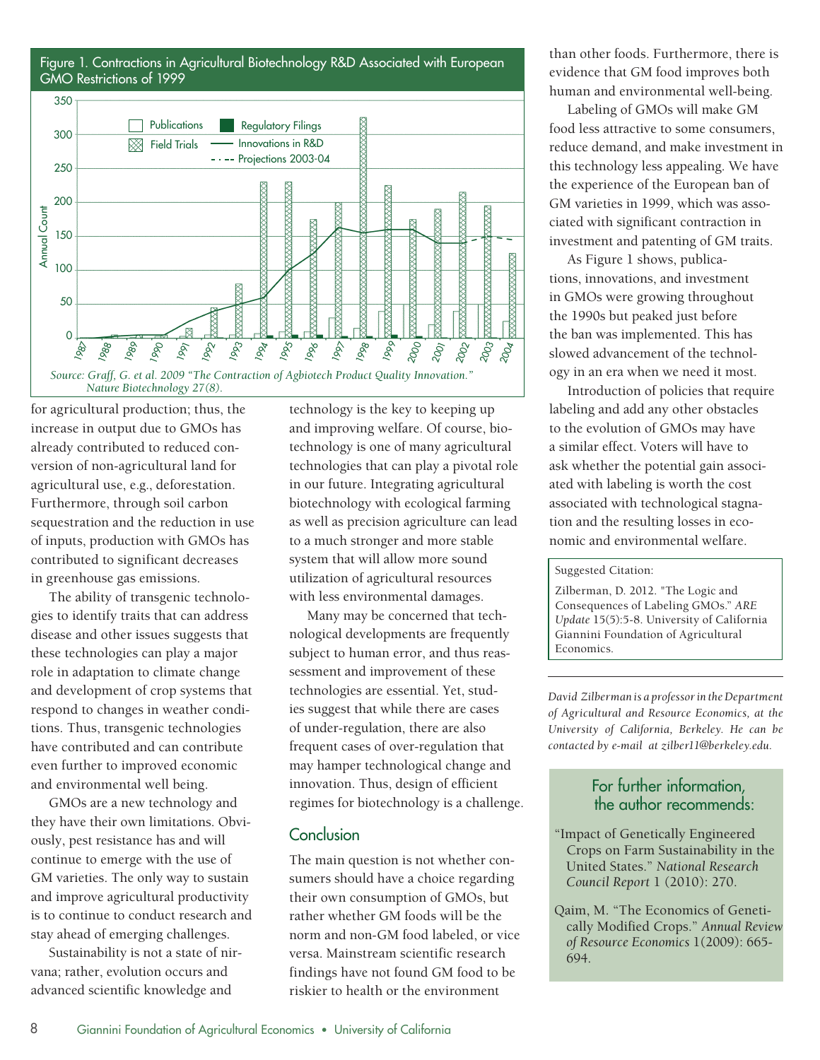Figure 1. Contractions in Agricultural Biotechnology R&D Associated with European GMO Restrictions of 1999

Annual Count

350
300
250
200
150
100
50
0

Publications
Field Trials
Regulatory Filings
Innovations in R&D
Projections 2003-04

1987 1988 1989 1990 1991 1992 1993 1994 1995 1996 1997 1998 1999 2000 2001 2002 2003 2004

*Source: Graff, G. et al. 2009 "The Contraction of Agbiotech Product Quality Innovation." Nature Biotechnology 27(8).*

for agricultural production; thus, the increase in output due to GMOs has already contributed to reduced conversion of non-agricultural land for agricultural use, e.g., deforestation. Furthermore, through soil carbon sequestration and the reduction in use of inputs, production with GMOs has contributed to significant decreases in greenhouse gas emissions.

The ability of transgenic technologies to identify traits that can address disease and other issues suggests that these technologies can play a major role in adaptation to climate change and development of crop systems that respond to changes in weather conditions. Thus, transgenic technologies have contributed and can contribute even further to improved economic and environmental well being.

GMOs are a new technology and they have their own limitations. Obviously, pest resistance has and will continue to emerge with the use of GM varieties. The only way to sustain and improve agricultural productivity is to continue to conduct research and stay ahead of emerging challenges.

Sustainability is not a state of nirvana; rather, evolution occurs and advanced scientific knowledge and technology is the key to keeping up and improving welfare. Of course, biotechnology is one of many agricultural technologies that can play a pivotal role in our future. Integrating agricultural biotechnology with ecological farming as well as precision agriculture can lead to a much stronger and more stable system that will allow more sound utilization of agricultural resources with less environmental damages.

Many may be concerned that technological developments are frequently subject to human error, and thus reassessment and improvement of these technologies are essential. Yet, studies suggest that while there are cases of under-regulation, there are also frequent cases of over-regulation that may hamper technological change and innovation. Thus, design of efficient regimes for biotechnology is a challenge.

## Conclusion

The main question is not whether consumers should have a choice regarding their own consumption of GMOs, but rather whether GM foods will be the norm and non-GM food labeled, or vice versa. Mainstream scientific research findings have not found GM food to be riskier to health or the environment than other foods. Furthermore, there is evidence that GM food improves both human and environmental well-being.

Labeling of GMOs will make GM food less attractive to some consumers, reduce demand, and make investment in this technology less appealing. We have the experience of the European ban of GM varieties in 1999, which was associated with significant contraction in investment and patenting of GM traits.

As Figure 1 shows, publications, innovations, and investment in GMOs were growing throughout the 1990s but peaked just before the ban was implemented. This has slowed advancement of the technology in an era when we need it most.

Introduction of policies that require labeling and add any other obstacles to the evolution of GMOs may have a similar effect. Voters will have to ask whether the potential gain associated with labeling is worth the cost associated with technological stagnation and the resulting losses in economic and environmental welfare.

Suggested Citation:

Zilberman, D. 2012. "The Logic and Consequences of Labeling GMOs." *ARE Update* 15(5):5-8. University of California Giannini Foundation of Agricultural Economics.

*David Zilberman is a professor in the Department of Agricultural and Resource Economics, at the University of California, Berkeley. He can be contacted by e-mail at zilber11@berkeley.edu.*

### For further information, the author recommends:

"Impact of Genetically Engineered Crops on Farm Sustainability in the United States." *National Research Council Report* 1 (2010): 270.

Qaim, M. "The Economics of Genetically Modified Crops." *Annual Review of Resource Economics* 1(2009): 665-694.